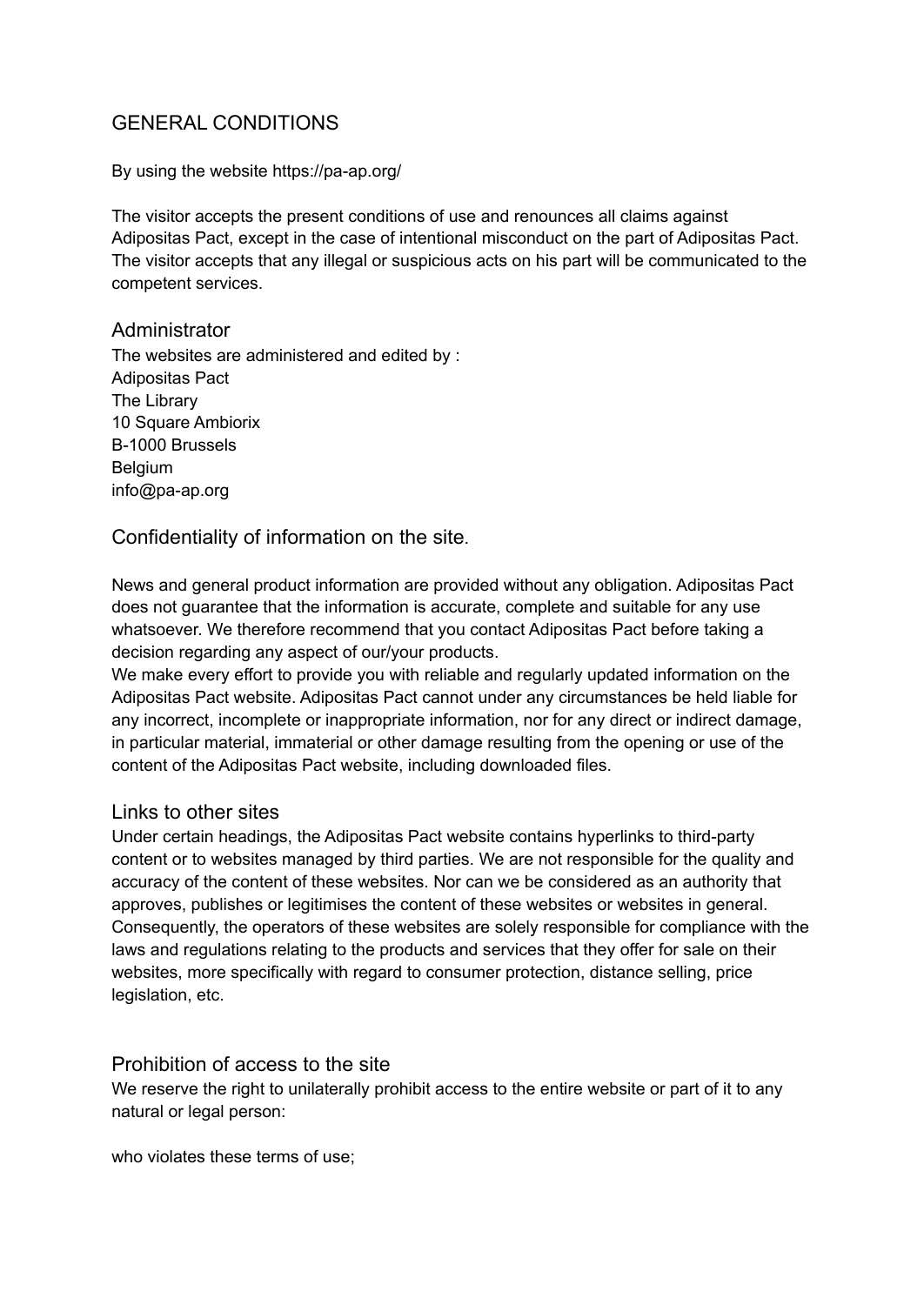# GENERAL CONDITIONS

By using the website https://pa-ap.org/

The visitor accepts the present conditions of use and renounces all claims against Adipositas Pact, except in the case of intentional misconduct on the part of Adipositas Pact. The visitor accepts that any illegal or suspicious acts on his part will be communicated to the competent services.

## Administrator

The websites are administered and edited by :
Adipositas Pact
The Library
10 Square Ambiorix
B-1000 Brussels
Belgium
info@pa-ap.org

## Confidentiality of information on the site.

News and general product information are provided without any obligation. Adipositas Pact does not guarantee that the information is accurate, complete and suitable for any use whatsoever. We therefore recommend that you contact Adipositas Pact before taking a decision regarding any aspect of our/your products.
We make every effort to provide you with reliable and regularly updated information on the Adipositas Pact website. Adipositas Pact cannot under any circumstances be held liable for any incorrect, incomplete or inappropriate information, nor for any direct or indirect damage, in particular material, immaterial or other damage resulting from the opening or use of the content of the Adipositas Pact website, including downloaded files.

## Links to other sites

Under certain headings, the Adipositas Pact website contains hyperlinks to third-party content or to websites managed by third parties. We are not responsible for the quality and accuracy of the content of these websites. Nor can we be considered as an authority that approves, publishes or legitimises the content of these websites or websites in general. Consequently, the operators of these websites are solely responsible for compliance with the laws and regulations relating to the products and services that they offer for sale on their websites, more specifically with regard to consumer protection, distance selling, price legislation, etc.

## Prohibition of access to the site

We reserve the right to unilaterally prohibit access to the entire website or part of it to any natural or legal person:

who violates these terms of use;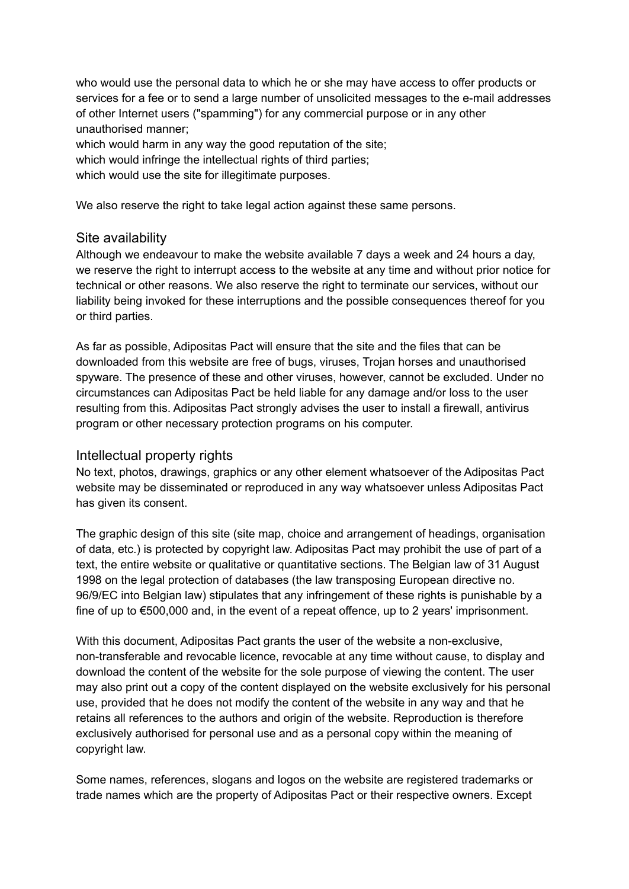who would use the personal data to which he or she may have access to offer products or services for a fee or to send a large number of unsolicited messages to the e-mail addresses of other Internet users ("spamming") for any commercial purpose or in any other unauthorised manner;
which would harm in any way the good reputation of the site;
which would infringe the intellectual rights of third parties;
which would use the site for illegitimate purposes.

We also reserve the right to take legal action against these same persons.

## Site availability

Although we endeavour to make the website available 7 days a week and 24 hours a day, we reserve the right to interrupt access to the website at any time and without prior notice for technical or other reasons. We also reserve the right to terminate our services, without our liability being invoked for these interruptions and the possible consequences thereof for you or third parties.

As far as possible, Adipositas Pact will ensure that the site and the files that can be downloaded from this website are free of bugs, viruses, Trojan horses and unauthorised spyware. The presence of these and other viruses, however, cannot be excluded. Under no circumstances can Adipositas Pact be held liable for any damage and/or loss to the user resulting from this. Adipositas Pact strongly advises the user to install a firewall, antivirus program or other necessary protection programs on his computer.

## Intellectual property rights

No text, photos, drawings, graphics or any other element whatsoever of the Adipositas Pact website may be disseminated or reproduced in any way whatsoever unless Adipositas Pact has given its consent.

The graphic design of this site (site map, choice and arrangement of headings, organisation of data, etc.) is protected by copyright law. Adipositas Pact may prohibit the use of part of a text, the entire website or qualitative or quantitative sections. The Belgian law of 31 August 1998 on the legal protection of databases (the law transposing European directive no. 96/9/EC into Belgian law) stipulates that any infringement of these rights is punishable by a fine of up to €500,000 and, in the event of a repeat offence, up to 2 years' imprisonment.

With this document, Adipositas Pact grants the user of the website a non-exclusive, non-transferable and revocable licence, revocable at any time without cause, to display and download the content of the website for the sole purpose of viewing the content. The user may also print out a copy of the content displayed on the website exclusively for his personal use, provided that he does not modify the content of the website in any way and that he retains all references to the authors and origin of the website. Reproduction is therefore exclusively authorised for personal use and as a personal copy within the meaning of copyright law.

Some names, references, slogans and logos on the website are registered trademarks or trade names which are the property of Adipositas Pact or their respective owners. Except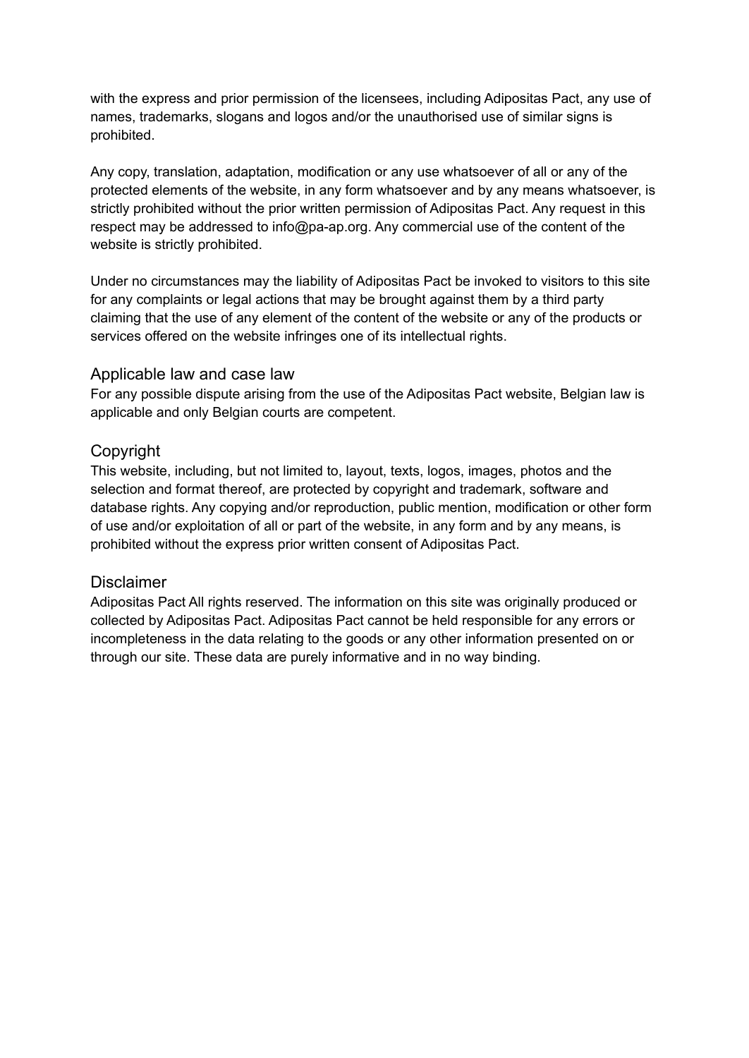with the express and prior permission of the licensees, including Adipositas Pact, any use of names, trademarks, slogans and logos and/or the unauthorised use of similar signs is prohibited.

Any copy, translation, adaptation, modification or any use whatsoever of all or any of the protected elements of the website, in any form whatsoever and by any means whatsoever, is strictly prohibited without the prior written permission of Adipositas Pact. Any request in this respect may be addressed to info@pa-ap.org. Any commercial use of the content of the website is strictly prohibited.

Under no circumstances may the liability of Adipositas Pact be invoked to visitors to this site for any complaints or legal actions that may be brought against them by a third party claiming that the use of any element of the content of the website or any of the products or services offered on the website infringes one of its intellectual rights.

## Applicable law and case law

For any possible dispute arising from the use of the Adipositas Pact website, Belgian law is applicable and only Belgian courts are competent.

## Copyright

This website, including, but not limited to, layout, texts, logos, images, photos and the selection and format thereof, are protected by copyright and trademark, software and database rights. Any copying and/or reproduction, public mention, modification or other form of use and/or exploitation of all or part of the website, in any form and by any means, is prohibited without the express prior written consent of Adipositas Pact.

## Disclaimer

Adipositas Pact All rights reserved. The information on this site was originally produced or collected by Adipositas Pact. Adipositas Pact cannot be held responsible for any errors or incompleteness in the data relating to the goods or any other information presented on or through our site. These data are purely informative and in no way binding.